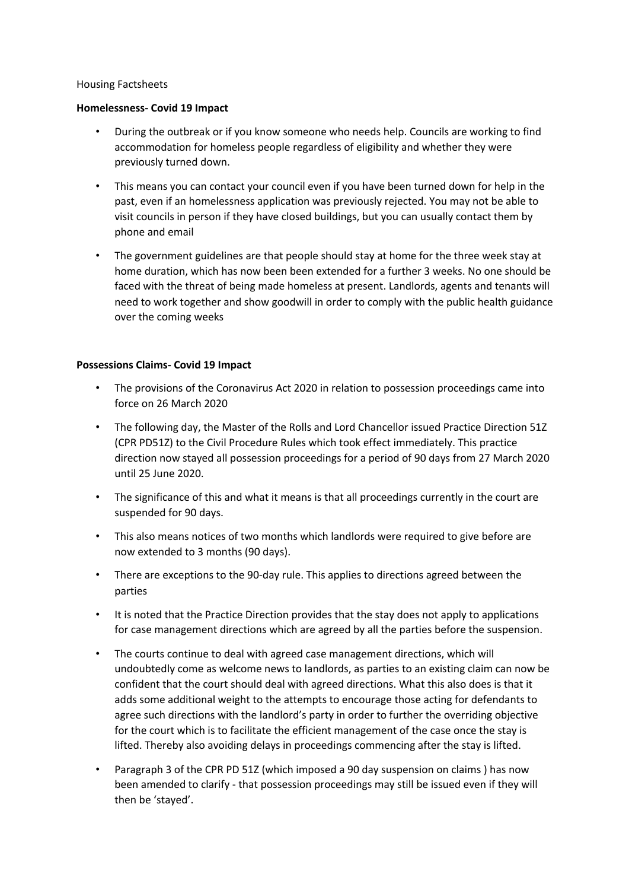Housing Factsheets

**Homelessness- Covid 19 Impact**

- During the outbreak or if you know someone who needs help. Councils are working to find accommodation for homeless people regardless of eligibility and whether they were previously turned down.
- This means you can contact your council even if you have been turned down for help in the past, even if an homelessness application was previously rejected. You may not be able to visit councils in person if they have closed buildings, but you can usually contact them by phone and email
- The government guidelines are that people should stay at home for the three week stay at home duration, which has now been been extended for a further 3 weeks. No one should be faced with the threat of being made homeless at present. Landlords, agents and tenants will need to work together and show goodwill in order to comply with the public health guidance over the coming weeks

**Possessions Claims- Covid 19 Impact**

- The provisions of the Coronavirus Act 2020 in relation to possession proceedings came into force on 26 March 2020
- The following day, the Master of the Rolls and Lord Chancellor issued Practice Direction 51Z (CPR PD51Z) to the Civil Procedure Rules which took effect immediately. This practice direction now stayed all possession proceedings for a period of 90 days from 27 March 2020 until 25 June 2020.
- The significance of this and what it means is that all proceedings currently in the court are suspended for 90 days.
- This also means notices of two months which landlords were required to give before are now extended to 3 months (90 days).
- There are exceptions to the 90-day rule. This applies to directions agreed between the parties
- It is noted that the Practice Direction provides that the stay does not apply to applications for case management directions which are agreed by all the parties before the suspension.
- The courts continue to deal with agreed case management directions, which will undoubtedly come as welcome news to landlords, as parties to an existing claim can now be confident that the court should deal with agreed directions. What this also does is that it adds some additional weight to the attempts to encourage those acting for defendants to agree such directions with the landlord's party in order to further the overriding objective for the court which is to facilitate the efficient management of the case once the stay is lifted. Thereby also avoiding delays in proceedings commencing after the stay is lifted.
- Paragraph 3 of the CPR PD 51Z (which imposed a 90 day suspension on claims ) has now been amended to clarify - that possession proceedings may still be issued even if they will then be 'stayed'.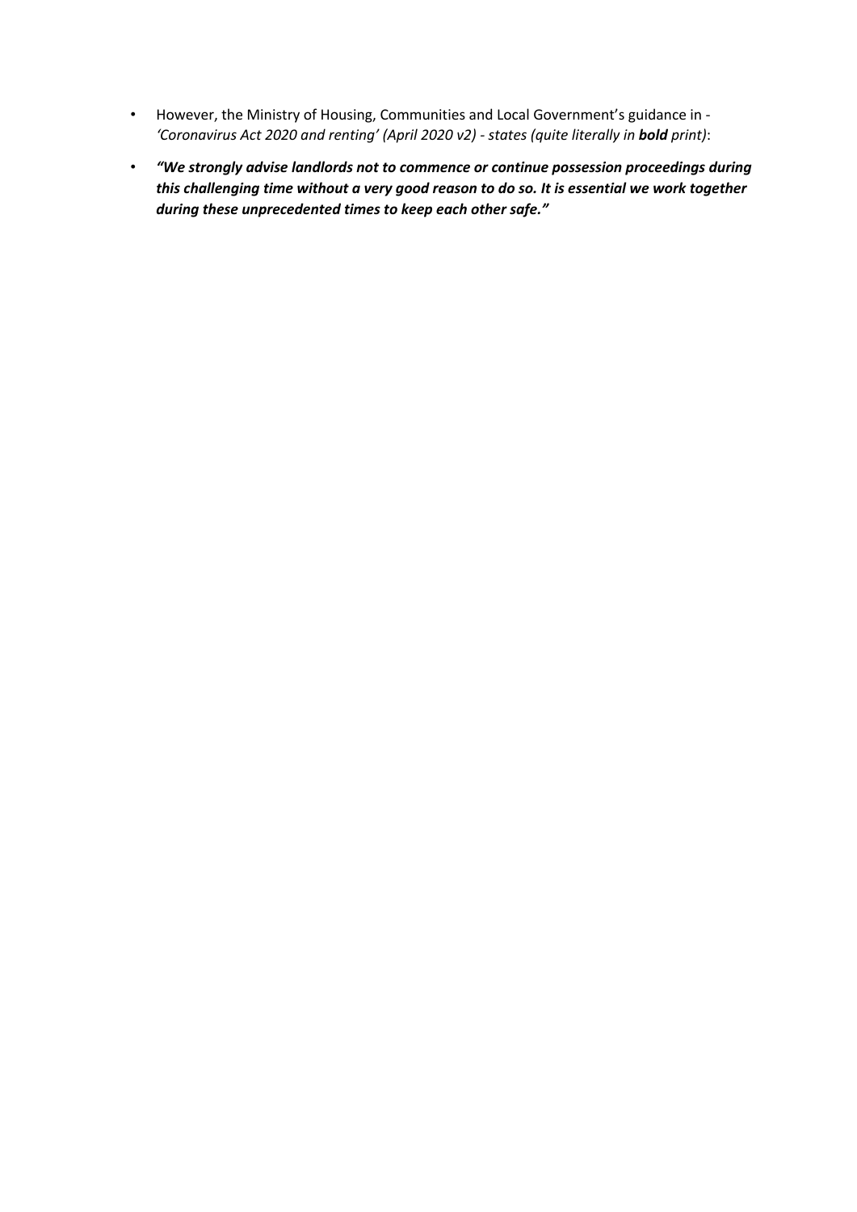- However, the Ministry of Housing, Communities and Local Government's guidance in - *'Coronavirus Act 2020 and renting' (April 2020 v2) - states (quite literally in **bold** print)*:
- ***"We strongly advise landlords not to commence or continue possession proceedings during this challenging time without a very good reason to do so. It is essential we work together during these unprecedented times to keep each other safe."***